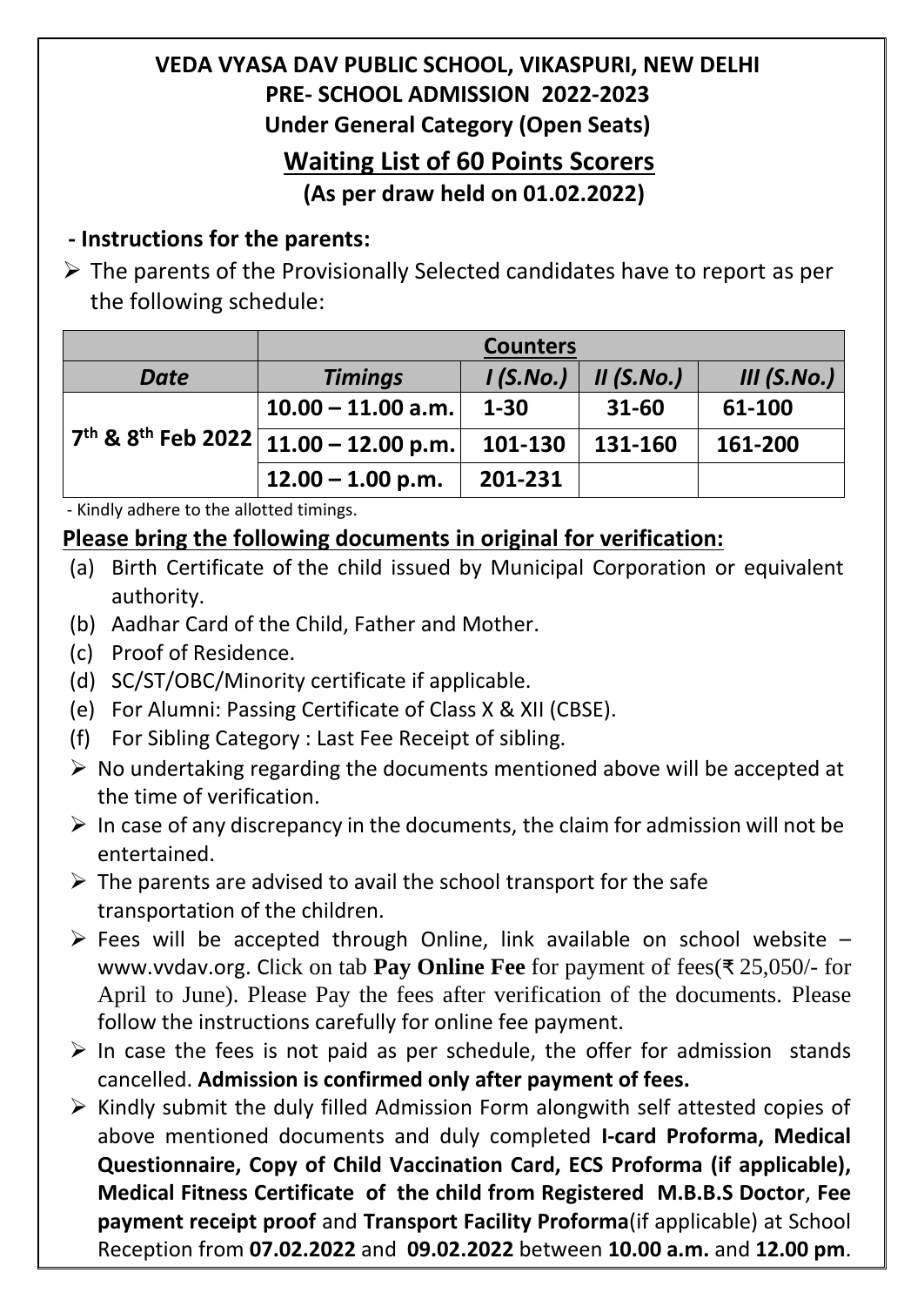# VEDA VYASA DAV PUBLIC SCHOOL, VIKASPURI, NEW DELHI

## PRE- SCHOOL ADMISSION 2022-2023

### Under General Category (Open Seats)

## Waiting List of 60 Points Scorers

### (As per draw held on 01.02.2022)

**- Instructions for the parents:**

- The parents of the Provisionally Selected candidates have to report as per the following schedule:

| | Counters | | | |
|---|---|---|---|---|
| ***Date*** | ***Timings*** | ***I (S.No.)*** | ***II (S.No.)*** | ***III (S.No.)*** |
| **7th & 8th Feb 2022** | **10.00 – 11.00 a.m.** | **1-30** | **31-60** | **61-100** |
| | **11.00 – 12.00 p.m.** | **101-130** | **131-160** | **161-200** |
| | **12.00 – 1.00 p.m.** | **201-231** | | |

- Kindly adhere to the allotted timings.

**Please bring the following documents in original for verification:**

(a) Birth Certificate of the child issued by Municipal Corporation or equivalent authority.
(b) Aadhar Card of the Child, Father and Mother.
(c) Proof of Residence.
(d) SC/ST/OBC/Minority certificate if applicable.
(e) For Alumni: Passing Certificate of Class X & XII (CBSE).
(f) For Sibling Category : Last Fee Receipt of sibling.

- No undertaking regarding the documents mentioned above will be accepted at the time of verification.
- In case of any discrepancy in the documents, the claim for admission will not be entertained.
- The parents are advised to avail the school transport for the safe transportation of the children.
- Fees will be accepted through Online, link available on school website – www.vvdav.org. Click on tab **Pay Online Fee** for payment of fees(₹ 25,050/- for April to June). Please Pay the fees after verification of the documents. Please follow the instructions carefully for online fee payment.
- In case the fees is not paid as per schedule, the offer for admission stands cancelled. **Admission is confirmed only after payment of fees.**
- Kindly submit the duly filled Admission Form alongwith self attested copies of above mentioned documents and duly completed **I-card Proforma, Medical Questionnaire, Copy of Child Vaccination Card, ECS Proforma (if applicable), Medical Fitness Certificate of the child from Registered M.B.B.S Doctor**, **Fee payment receipt proof** and **Transport Facility Proforma**(if applicable) at School Reception from **07.02.2022** and **09.02.2022** between **10.00 a.m.** and **12.00 pm**.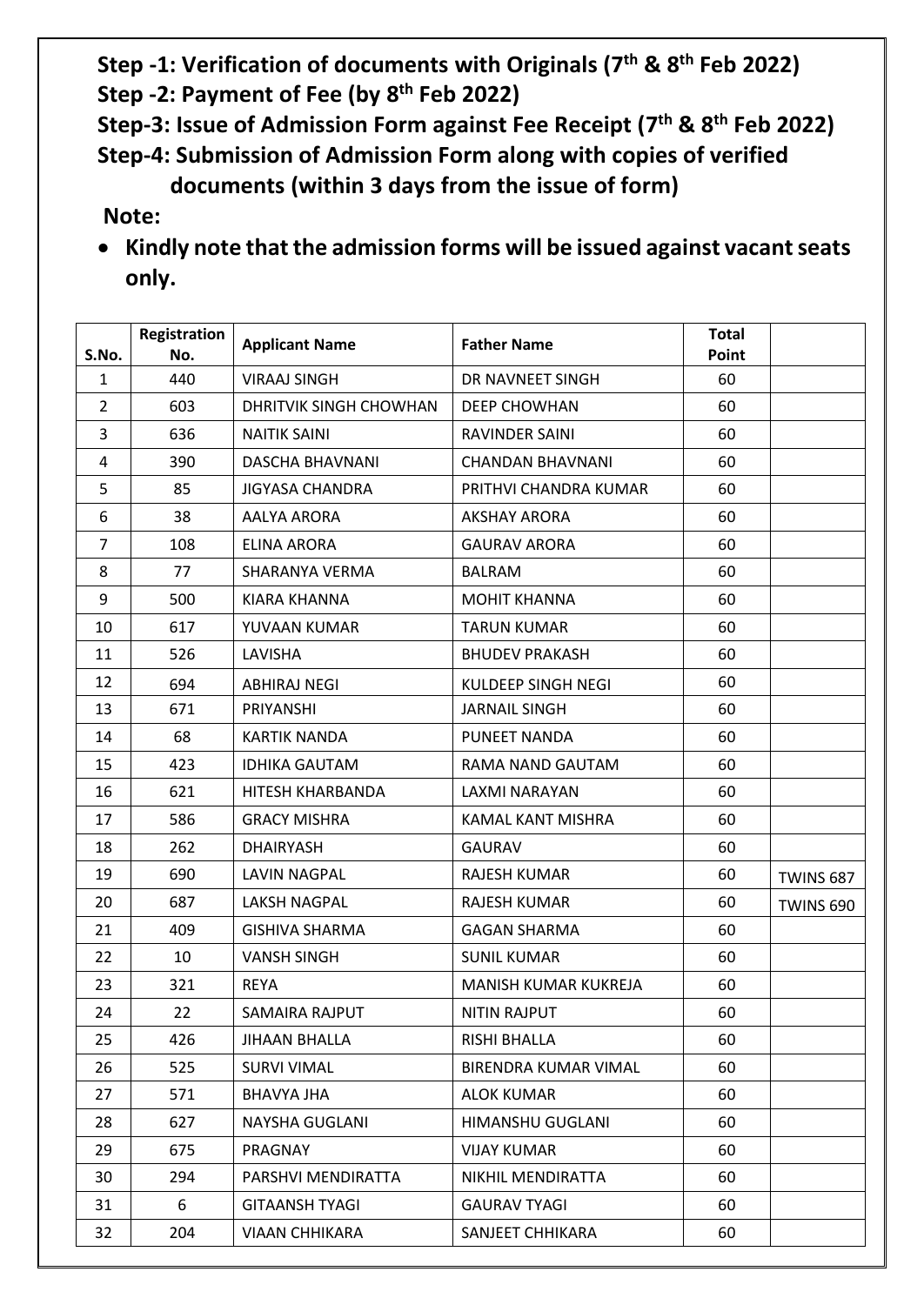**Step -1: Verification of documents with Originals (7th & 8th Feb 2022)**

**Step -2: Payment of Fee (by 8th Feb 2022)**

**Step-3: Issue of Admission Form against Fee Receipt (7th & 8th Feb 2022)**

**Step-4: Submission of Admission Form along with copies of verified documents (within 3 days from the issue of form)**

**Note:**

- **Kindly note that the admission forms will be issued against vacant seats only.**

| S.No. | Registration No. | Applicant Name | Father Name | Total Point | |
|---|---|---|---|---|---|
| 1 | 440 | VIRAAJ SINGH | DR NAVNEET SINGH | 60 | |
| 2 | 603 | DHRITVIK SINGH CHOWHAN | DEEP CHOWHAN | 60 | |
| 3 | 636 | NAITIK SAINI | RAVINDER SAINI | 60 | |
| 4 | 390 | DASCHA BHAVNANI | CHANDAN BHAVNANI | 60 | |
| 5 | 85 | JIGYASA CHANDRA | PRITHVI CHANDRA KUMAR | 60 | |
| 6 | 38 | AALYA ARORA | AKSHAY ARORA | 60 | |
| 7 | 108 | ELINA ARORA | GAURAV ARORA | 60 | |
| 8 | 77 | SHARANYA VERMA | BALRAM | 60 | |
| 9 | 500 | KIARA KHANNA | MOHIT KHANNA | 60 | |
| 10 | 617 | YUVAAN KUMAR | TARUN KUMAR | 60 | |
| 11 | 526 | LAVISHA | BHUDEV PRAKASH | 60 | |
| 12 | 694 | ABHIRAJ NEGI | KULDEEP SINGH NEGI | 60 | |
| 13 | 671 | PRIYANSHI | JARNAIL SINGH | 60 | |
| 14 | 68 | KARTIK NANDA | PUNEET NANDA | 60 | |
| 15 | 423 | IDHIKA GAUTAM | RAMA NAND GAUTAM | 60 | |
| 16 | 621 | HITESH KHARBANDA | LAXMI NARAYAN | 60 | |
| 17 | 586 | GRACY MISHRA | KAMAL KANT MISHRA | 60 | |
| 18 | 262 | DHAIRYASH | GAURAV | 60 | |
| 19 | 690 | LAVIN NAGPAL | RAJESH KUMAR | 60 | TWINS 687 |
| 20 | 687 | LAKSH NAGPAL | RAJESH KUMAR | 60 | TWINS 690 |
| 21 | 409 | GISHIVA SHARMA | GAGAN SHARMA | 60 | |
| 22 | 10 | VANSH SINGH | SUNIL KUMAR | 60 | |
| 23 | 321 | REYA | MANISH KUMAR KUKREJA | 60 | |
| 24 | 22 | SAMAIRA RAJPUT | NITIN RAJPUT | 60 | |
| 25 | 426 | JIHAAN BHALLA | RISHI BHALLA | 60 | |
| 26 | 525 | SURVI VIMAL | BIRENDRA KUMAR VIMAL | 60 | |
| 27 | 571 | BHAVYA JHA | ALOK KUMAR | 60 | |
| 28 | 627 | NAYSHA GUGLANI | HIMANSHU GUGLANI | 60 | |
| 29 | 675 | PRAGNAY | VIJAY KUMAR | 60 | |
| 30 | 294 | PARSHVI MENDIRATTA | NIKHIL MENDIRATTA | 60 | |
| 31 | 6 | GITAANSH TYAGI | GAURAV TYAGI | 60 | |
| 32 | 204 | VIAAN CHHIKARA | SANJEET CHHIKARA | 60 | |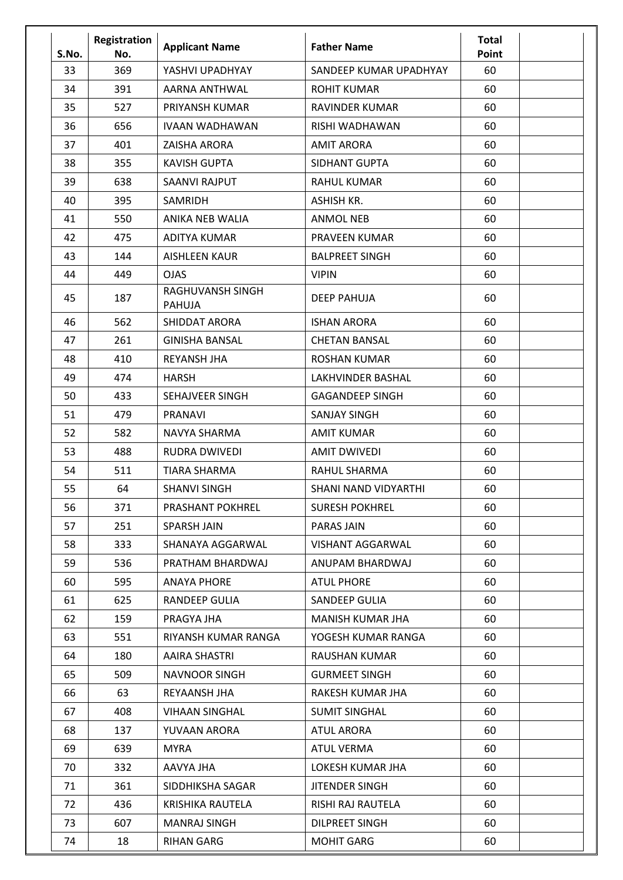| S.No. | Registration No. | Applicant Name | Father Name | Total Point | |
|---|---|---|---|---|---|
| 33 | 369 | YASHVI UPADHYAY | SANDEEP KUMAR UPADHYAY | 60 | |
| 34 | 391 | AARNA ANTHWAL | ROHIT KUMAR | 60 | |
| 35 | 527 | PRIYANSH KUMAR | RAVINDER KUMAR | 60 | |
| 36 | 656 | IVAAN WADHAWAN | RISHI WADHAWAN | 60 | |
| 37 | 401 | ZAISHA ARORA | AMIT ARORA | 60 | |
| 38 | 355 | KAVISH GUPTA | SIDHANT GUPTA | 60 | |
| 39 | 638 | SAANVI RAJPUT | RAHUL KUMAR | 60 | |
| 40 | 395 | SAMRIDH | ASHISH KR. | 60 | |
| 41 | 550 | ANIKA NEB WALIA | ANMOL NEB | 60 | |
| 42 | 475 | ADITYA KUMAR | PRAVEEN KUMAR | 60 | |
| 43 | 144 | AISHLEEN KAUR | BALPREET SINGH | 60 | |
| 44 | 449 | OJAS | VIPIN | 60 | |
| 45 | 187 | RAGHUVANSH SINGH PAHUJA | DEEP PAHUJA | 60 | |
| 46 | 562 | SHIDDAT ARORA | ISHAN ARORA | 60 | |
| 47 | 261 | GINISHA BANSAL | CHETAN BANSAL | 60 | |
| 48 | 410 | REYANSH JHA | ROSHAN KUMAR | 60 | |
| 49 | 474 | HARSH | LAKHVINDER BASHAL | 60 | |
| 50 | 433 | SEHAJVEER SINGH | GAGANDEEP SINGH | 60 | |
| 51 | 479 | PRANAVI | SANJAY SINGH | 60 | |
| 52 | 582 | NAVYA SHARMA | AMIT KUMAR | 60 | |
| 53 | 488 | RUDRA DWIVEDI | AMIT DWIVEDI | 60 | |
| 54 | 511 | TIARA SHARMA | RAHUL SHARMA | 60 | |
| 55 | 64 | SHANVI SINGH | SHANI NAND VIDYARTHI | 60 | |
| 56 | 371 | PRASHANT POKHREL | SURESH POKHREL | 60 | |
| 57 | 251 | SPARSH JAIN | PARAS JAIN | 60 | |
| 58 | 333 | SHANAYA AGGARWAL | VISHANT AGGARWAL | 60 | |
| 59 | 536 | PRATHAM BHARDWAJ | ANUPAM BHARDWAJ | 60 | |
| 60 | 595 | ANAYA PHORE | ATUL PHORE | 60 | |
| 61 | 625 | RANDEEP GULIA | SANDEEP GULIA | 60 | |
| 62 | 159 | PRAGYA JHA | MANISH KUMAR JHA | 60 | |
| 63 | 551 | RIYANSH KUMAR RANGA | YOGESH KUMAR RANGA | 60 | |
| 64 | 180 | AAIRA SHASTRI | RAUSHAN KUMAR | 60 | |
| 65 | 509 | NAVNOOR SINGH | GURMEET SINGH | 60 | |
| 66 | 63 | REYAANSH JHA | RAKESH KUMAR JHA | 60 | |
| 67 | 408 | VIHAAN SINGHAL | SUMIT SINGHAL | 60 | |
| 68 | 137 | YUVAAN ARORA | ATUL ARORA | 60 | |
| 69 | 639 | MYRA | ATUL VERMA | 60 | |
| 70 | 332 | AAVYA JHA | LOKESH KUMAR JHA | 60 | |
| 71 | 361 | SIDDHIKSHA SAGAR | JITENDER SINGH | 60 | |
| 72 | 436 | KRISHIKA RAUTELA | RISHI RAJ RAUTELA | 60 | |
| 73 | 607 | MANRAJ SINGH | DILPREET SINGH | 60 | |
| 74 | 18 | RIHAN GARG | MOHIT GARG | 60 | |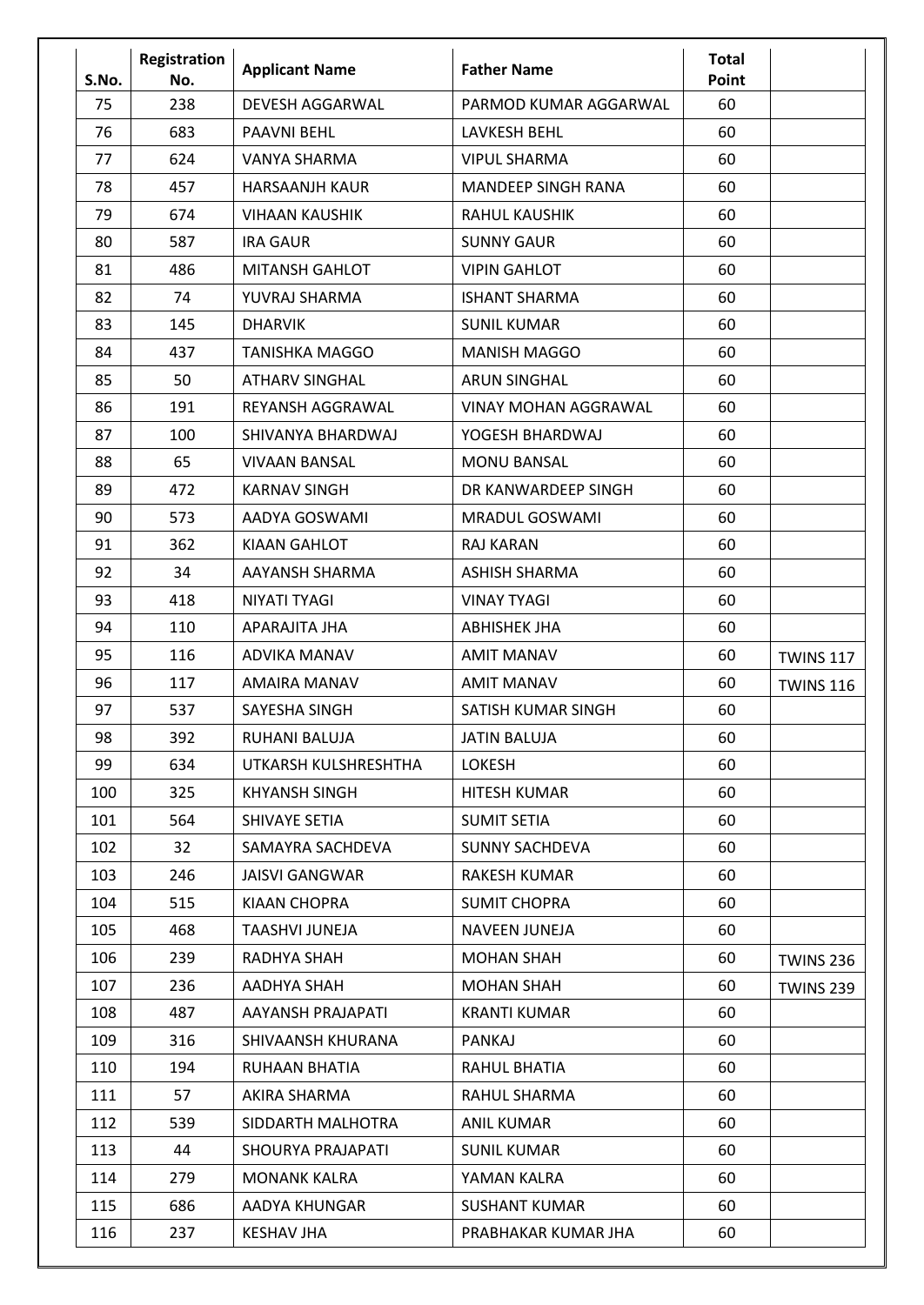| S.No. | Registration No. | Applicant Name | Father Name | Total Point | |
|---|---|---|---|---|---|
| 75 | 238 | DEVESH AGGARWAL | PARMOD KUMAR AGGARWAL | 60 | |
| 76 | 683 | PAAVNI BEHL | LAVKESH BEHL | 60 | |
| 77 | 624 | VANYA SHARMA | VIPUL SHARMA | 60 | |
| 78 | 457 | HARSAANJH KAUR | MANDEEP SINGH RANA | 60 | |
| 79 | 674 | VIHAAN KAUSHIK | RAHUL KAUSHIK | 60 | |
| 80 | 587 | IRA GAUR | SUNNY GAUR | 60 | |
| 81 | 486 | MITANSH GAHLOT | VIPIN GAHLOT | 60 | |
| 82 | 74 | YUVRAJ SHARMA | ISHANT SHARMA | 60 | |
| 83 | 145 | DHARVIK | SUNIL KUMAR | 60 | |
| 84 | 437 | TANISHKA MAGGO | MANISH MAGGO | 60 | |
| 85 | 50 | ATHARV SINGHAL | ARUN SINGHAL | 60 | |
| 86 | 191 | REYANSH AGGRAWAL | VINAY MOHAN AGGRAWAL | 60 | |
| 87 | 100 | SHIVANYA BHARDWAJ | YOGESH BHARDWAJ | 60 | |
| 88 | 65 | VIVAAN BANSAL | MONU BANSAL | 60 | |
| 89 | 472 | KARNAV SINGH | DR KANWARDEEP SINGH | 60 | |
| 90 | 573 | AADYA GOSWAMI | MRADUL GOSWAMI | 60 | |
| 91 | 362 | KIAAN GAHLOT | RAJ KARAN | 60 | |
| 92 | 34 | AAYANSH SHARMA | ASHISH SHARMA | 60 | |
| 93 | 418 | NIYATI TYAGI | VINAY TYAGI | 60 | |
| 94 | 110 | APARAJITA JHA | ABHISHEK JHA | 60 | |
| 95 | 116 | ADVIKA MANAV | AMIT MANAV | 60 | TWINS 117 |
| 96 | 117 | AMAIRA MANAV | AMIT MANAV | 60 | TWINS 116 |
| 97 | 537 | SAYESHA SINGH | SATISH KUMAR SINGH | 60 | |
| 98 | 392 | RUHANI BALUJA | JATIN BALUJA | 60 | |
| 99 | 634 | UTKARSH KULSHRESHTHA | LOKESH | 60 | |
| 100 | 325 | KHYANSH SINGH | HITESH KUMAR | 60 | |
| 101 | 564 | SHIVAYE SETIA | SUMIT SETIA | 60 | |
| 102 | 32 | SAMAYRA SACHDEVA | SUNNY SACHDEVA | 60 | |
| 103 | 246 | JAISVI GANGWAR | RAKESH KUMAR | 60 | |
| 104 | 515 | KIAAN CHOPRA | SUMIT CHOPRA | 60 | |
| 105 | 468 | TAASHVI JUNEJA | NAVEEN JUNEJA | 60 | |
| 106 | 239 | RADHYA SHAH | MOHAN SHAH | 60 | TWINS 236 |
| 107 | 236 | AADHYA SHAH | MOHAN SHAH | 60 | TWINS 239 |
| 108 | 487 | AAYANSH PRAJAPATI | KRANTI KUMAR | 60 | |
| 109 | 316 | SHIVAANSH KHURANA | PANKAJ | 60 | |
| 110 | 194 | RUHAAN BHATIA | RAHUL BHATIA | 60 | |
| 111 | 57 | AKIRA SHARMA | RAHUL SHARMA | 60 | |
| 112 | 539 | SIDDARTH MALHOTRA | ANIL KUMAR | 60 | |
| 113 | 44 | SHOURYA PRAJAPATI | SUNIL KUMAR | 60 | |
| 114 | 279 | MONANK KALRA | YAMAN KALRA | 60 | |
| 115 | 686 | AADYA KHUNGAR | SUSHANT KUMAR | 60 | |
| 116 | 237 | KESHAV JHA | PRABHAKAR KUMAR JHA | 60 | |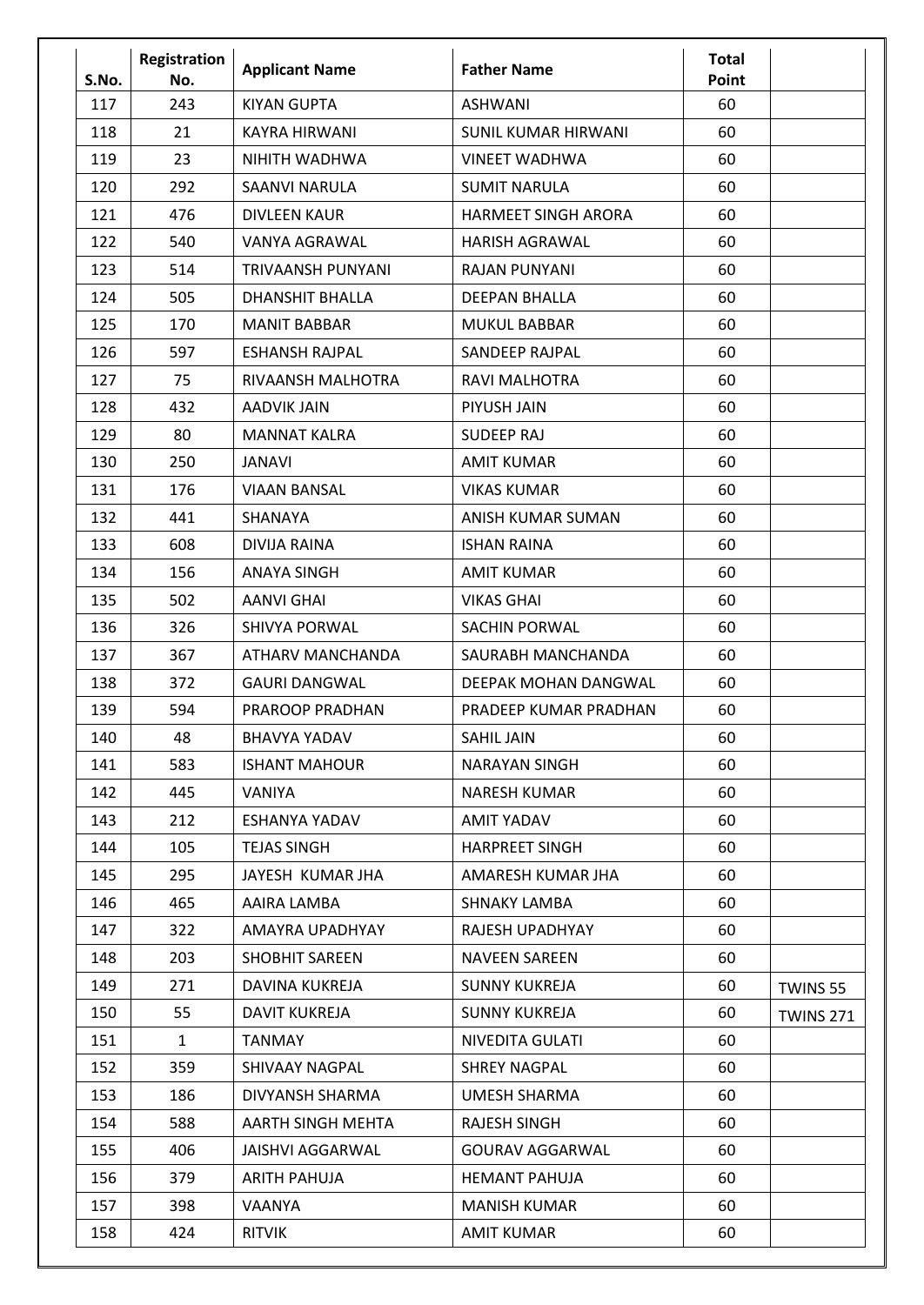| S.No. | Registration No. | Applicant Name | Father Name | Total Point | |
|---|---|---|---|---|---|
| 117 | 243 | KIYAN GUPTA | ASHWANI | 60 | |
| 118 | 21 | KAYRA HIRWANI | SUNIL KUMAR HIRWANI | 60 | |
| 119 | 23 | NIHITH WADHWA | VINEET WADHWA | 60 | |
| 120 | 292 | SAANVI NARULA | SUMIT NARULA | 60 | |
| 121 | 476 | DIVLEEN KAUR | HARMEET SINGH ARORA | 60 | |
| 122 | 540 | VANYA AGRAWAL | HARISH AGRAWAL | 60 | |
| 123 | 514 | TRIVAANSH PUNYANI | RAJAN PUNYANI | 60 | |
| 124 | 505 | DHANSHIT BHALLA | DEEPAN BHALLA | 60 | |
| 125 | 170 | MANIT BABBAR | MUKUL BABBAR | 60 | |
| 126 | 597 | ESHANSH RAJPAL | SANDEEP RAJPAL | 60 | |
| 127 | 75 | RIVAANSH MALHOTRA | RAVI MALHOTRA | 60 | |
| 128 | 432 | AADVIK JAIN | PIYUSH JAIN | 60 | |
| 129 | 80 | MANNAT KALRA | SUDEEP RAJ | 60 | |
| 130 | 250 | JANAVI | AMIT KUMAR | 60 | |
| 131 | 176 | VIAAN BANSAL | VIKAS KUMAR | 60 | |
| 132 | 441 | SHANAYA | ANISH KUMAR SUMAN | 60 | |
| 133 | 608 | DIVIJA RAINA | ISHAN RAINA | 60 | |
| 134 | 156 | ANAYA SINGH | AMIT KUMAR | 60 | |
| 135 | 502 | AANVI GHAI | VIKAS GHAI | 60 | |
| 136 | 326 | SHIVYA PORWAL | SACHIN PORWAL | 60 | |
| 137 | 367 | ATHARV MANCHANDA | SAURABH MANCHANDA | 60 | |
| 138 | 372 | GAURI DANGWAL | DEEPAK MOHAN DANGWAL | 60 | |
| 139 | 594 | PRAROOP PRADHAN | PRADEEP KUMAR PRADHAN | 60 | |
| 140 | 48 | BHAVYA YADAV | SAHIL JAIN | 60 | |
| 141 | 583 | ISHANT MAHOUR | NARAYAN SINGH | 60 | |
| 142 | 445 | VANIYA | NARESH KUMAR | 60 | |
| 143 | 212 | ESHANYA YADAV | AMIT YADAV | 60 | |
| 144 | 105 | TEJAS SINGH | HARPREET SINGH | 60 | |
| 145 | 295 | JAYESH KUMAR JHA | AMARESH KUMAR JHA | 60 | |
| 146 | 465 | AAIRA LAMBA | SHNAKY LAMBA | 60 | |
| 147 | 322 | AMAYRA UPADHYAY | RAJESH UPADHYAY | 60 | |
| 148 | 203 | SHOBHIT SAREEN | NAVEEN SAREEN | 60 | |
| 149 | 271 | DAVINA KUKREJA | SUNNY KUKREJA | 60 | TWINS 55 |
| 150 | 55 | DAVIT KUKREJA | SUNNY KUKREJA | 60 | TWINS 271 |
| 151 | 1 | TANMAY | NIVEDITA GULATI | 60 | |
| 152 | 359 | SHIVAAY NAGPAL | SHREY NAGPAL | 60 | |
| 153 | 186 | DIVYANSH SHARMA | UMESH SHARMA | 60 | |
| 154 | 588 | AARTH SINGH MEHTA | RAJESH SINGH | 60 | |
| 155 | 406 | JAISHVI AGGARWAL | GOURAV AGGARWAL | 60 | |
| 156 | 379 | ARITH PAHUJA | HEMANT PAHUJA | 60 | |
| 157 | 398 | VAANYA | MANISH KUMAR | 60 | |
| 158 | 424 | RITVIK | AMIT KUMAR | 60 | |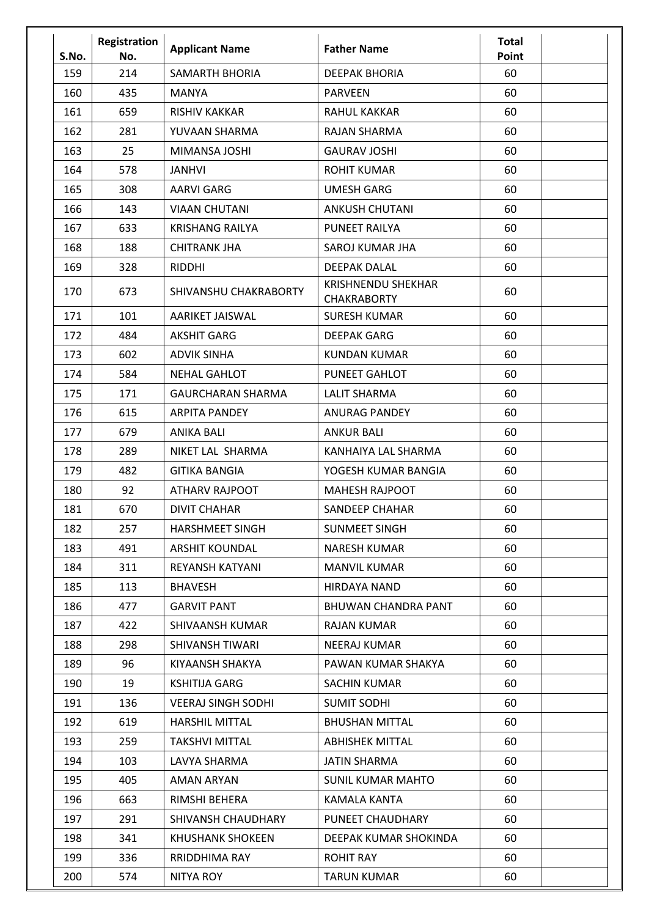| S.No. | Registration No. | Applicant Name | Father Name | Total Point | |
|---|---|---|---|---|---|
| 159 | 214 | SAMARTH BHORIA | DEEPAK BHORIA | 60 | |
| 160 | 435 | MANYA | PARVEEN | 60 | |
| 161 | 659 | RISHIV KAKKAR | RAHUL KAKKAR | 60 | |
| 162 | 281 | YUVAAN SHARMA | RAJAN SHARMA | 60 | |
| 163 | 25 | MIMANSA JOSHI | GAURAV JOSHI | 60 | |
| 164 | 578 | JANHVI | ROHIT KUMAR | 60 | |
| 165 | 308 | AARVI GARG | UMESH GARG | 60 | |
| 166 | 143 | VIAAN CHUTANI | ANKUSH CHUTANI | 60 | |
| 167 | 633 | KRISHANG RAILYA | PUNEET RAILYA | 60 | |
| 168 | 188 | CHITRANK JHA | SAROJ KUMAR JHA | 60 | |
| 169 | 328 | RIDDHI | DEEPAK DALAL | 60 | |
| 170 | 673 | SHIVANSHU CHAKRABORTY | KRISHNENDU SHEKHAR CHAKRABORTY | 60 | |
| 171 | 101 | AARIKET JAISWAL | SURESH KUMAR | 60 | |
| 172 | 484 | AKSHIT GARG | DEEPAK GARG | 60 | |
| 173 | 602 | ADVIK SINHA | KUNDAN KUMAR | 60 | |
| 174 | 584 | NEHAL GAHLOT | PUNEET GAHLOT | 60 | |
| 175 | 171 | GAURCHARAN SHARMA | LALIT SHARMA | 60 | |
| 176 | 615 | ARPITA PANDEY | ANURAG PANDEY | 60 | |
| 177 | 679 | ANIKA BALI | ANKUR BALI | 60 | |
| 178 | 289 | NIKET LAL SHARMA | KANHAIYA LAL SHARMA | 60 | |
| 179 | 482 | GITIKA BANGIA | YOGESH KUMAR BANGIA | 60 | |
| 180 | 92 | ATHARV RAJPOOT | MAHESH RAJPOOT | 60 | |
| 181 | 670 | DIVIT CHAHAR | SANDEEP CHAHAR | 60 | |
| 182 | 257 | HARSHMEET SINGH | SUNMEET SINGH | 60 | |
| 183 | 491 | ARSHIT KOUNDAL | NARESH KUMAR | 60 | |
| 184 | 311 | REYANSH KATYANI | MANVIL KUMAR | 60 | |
| 185 | 113 | BHAVESH | HIRDAYA NAND | 60 | |
| 186 | 477 | GARVIT PANT | BHUWAN CHANDRA PANT | 60 | |
| 187 | 422 | SHIVAANSH KUMAR | RAJAN KUMAR | 60 | |
| 188 | 298 | SHIVANSH TIWARI | NEERAJ KUMAR | 60 | |
| 189 | 96 | KIYAANSH SHAKYA | PAWAN KUMAR SHAKYA | 60 | |
| 190 | 19 | KSHITIJA GARG | SACHIN KUMAR | 60 | |
| 191 | 136 | VEERAJ SINGH SODHI | SUMIT SODHI | 60 | |
| 192 | 619 | HARSHIL MITTAL | BHUSHAN MITTAL | 60 | |
| 193 | 259 | TAKSHVI MITTAL | ABHISHEK MITTAL | 60 | |
| 194 | 103 | LAVYA SHARMA | JATIN SHARMA | 60 | |
| 195 | 405 | AMAN ARYAN | SUNIL KUMAR MAHTO | 60 | |
| 196 | 663 | RIMSHI BEHERA | KAMALA KANTA | 60 | |
| 197 | 291 | SHIVANSH CHAUDHARY | PUNEET CHAUDHARY | 60 | |
| 198 | 341 | KHUSHANK SHOKEEN | DEEPAK KUMAR SHOKINDA | 60 | |
| 199 | 336 | RRIDDHIMA RAY | ROHIT RAY | 60 | |
| 200 | 574 | NITYA ROY | TARUN KUMAR | 60 | |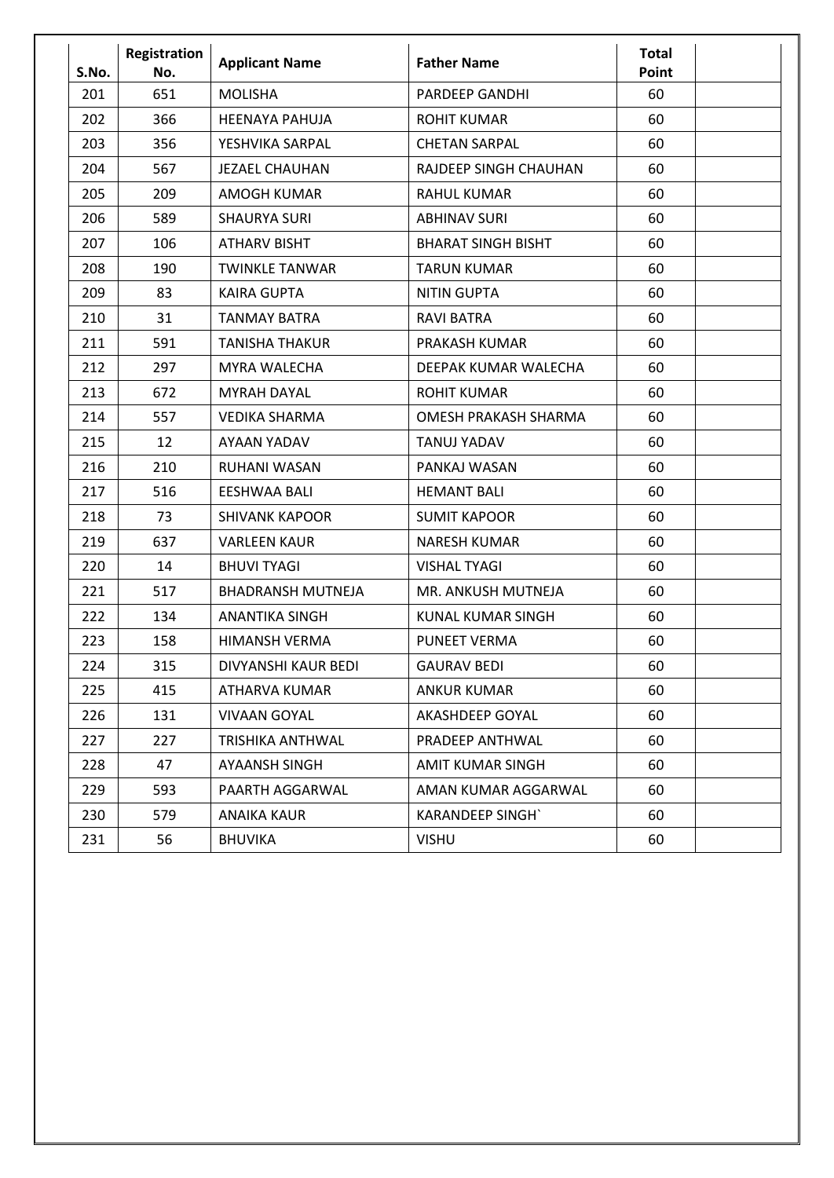| S.No. | Registration No. | Applicant Name | Father Name | Total Point | |
|---|---|---|---|---|---|
| 201 | 651 | MOLISHA | PARDEEP GANDHI | 60 | |
| 202 | 366 | HEENAYA PAHUJA | ROHIT KUMAR | 60 | |
| 203 | 356 | YESHVIKA SARPAL | CHETAN SARPAL | 60 | |
| 204 | 567 | JEZAEL CHAUHAN | RAJDEEP SINGH CHAUHAN | 60 | |
| 205 | 209 | AMOGH KUMAR | RAHUL KUMAR | 60 | |
| 206 | 589 | SHAURYA SURI | ABHINAV SURI | 60 | |
| 207 | 106 | ATHARV BISHT | BHARAT SINGH BISHT | 60 | |
| 208 | 190 | TWINKLE TANWAR | TARUN KUMAR | 60 | |
| 209 | 83 | KAIRA GUPTA | NITIN GUPTA | 60 | |
| 210 | 31 | TANMAY BATRA | RAVI BATRA | 60 | |
| 211 | 591 | TANISHA THAKUR | PRAKASH KUMAR | 60 | |
| 212 | 297 | MYRA WALECHA | DEEPAK KUMAR WALECHA | 60 | |
| 213 | 672 | MYRAH DAYAL | ROHIT KUMAR | 60 | |
| 214 | 557 | VEDIKA SHARMA | OMESH PRAKASH SHARMA | 60 | |
| 215 | 12 | AYAAN YADAV | TANUJ YADAV | 60 | |
| 216 | 210 | RUHANI WASAN | PANKAJ WASAN | 60 | |
| 217 | 516 | EESHWAA BALI | HEMANT BALI | 60 | |
| 218 | 73 | SHIVANK KAPOOR | SUMIT KAPOOR | 60 | |
| 219 | 637 | VARLEEN KAUR | NARESH KUMAR | 60 | |
| 220 | 14 | BHUVI TYAGI | VISHAL TYAGI | 60 | |
| 221 | 517 | BHADRANSH MUTNEJA | MR. ANKUSH MUTNEJA | 60 | |
| 222 | 134 | ANANTIKA SINGH | KUNAL KUMAR SINGH | 60 | |
| 223 | 158 | HIMANSH VERMA | PUNEET VERMA | 60 | |
| 224 | 315 | DIVYANSHI KAUR BEDI | GAURAV BEDI | 60 | |
| 225 | 415 | ATHARVA KUMAR | ANKUR KUMAR | 60 | |
| 226 | 131 | VIVAAN GOYAL | AKASHDEEP GOYAL | 60 | |
| 227 | 227 | TRISHIKA ANTHWAL | PRADEEP ANTHWAL | 60 | |
| 228 | 47 | AYAANSH SINGH | AMIT KUMAR SINGH | 60 | |
| 229 | 593 | PAARTH AGGARWAL | AMAN KUMAR AGGARWAL | 60 | |
| 230 | 579 | ANAIKA KAUR | KARANDEEP SINGH` | 60 | |
| 231 | 56 | BHUVIKA | VISHU | 60 | |